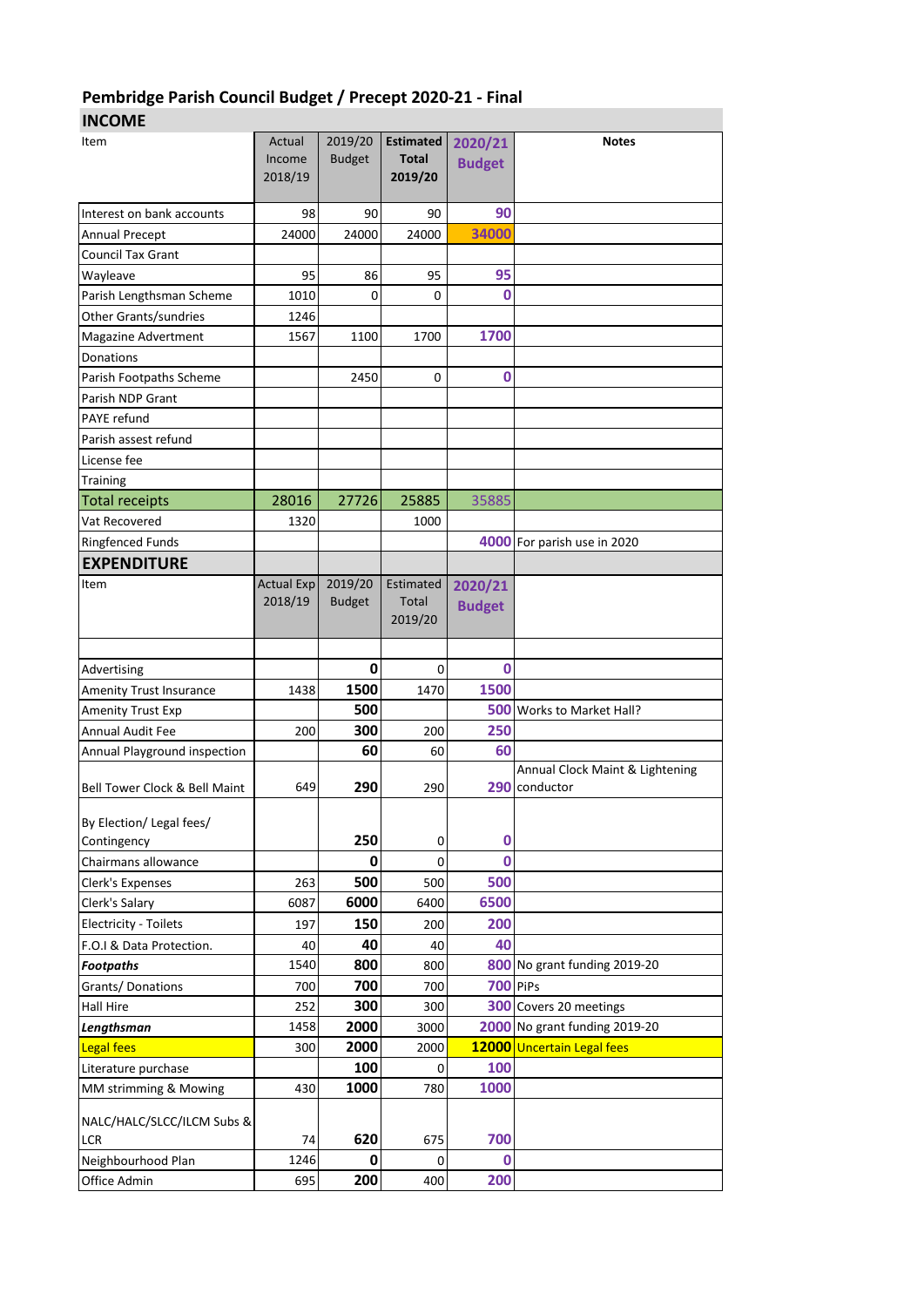# Pembridge Parish Council Budget / Precept 2020-21 - Final

## INCOME

| Item | Actual Income 2018/19 | 2019/20 Budget | Estimated Total 2019/20 | 2020/21 Budget | Notes |
|---|---|---|---|---|---|
| Interest on bank accounts | 98 | 90 | 90 | 90 | |
| Annual Precept | 24000 | 24000 | 24000 | 34000 | |
| Council Tax Grant | | | | | |
| Wayleave | 95 | 86 | 95 | 95 | |
| Parish Lengthsman Scheme | 1010 | 0 | 0 | 0 | |
| Other Grants/sundries | 1246 | | | | |
| Magazine Advertment | 1567 | 1100 | 1700 | 1700 | |
| Donations | | | | | |
| Parish Footpaths Scheme | | 2450 | 0 | 0 | |
| Parish NDP Grant | | | | | |
| PAYE refund | | | | | |
| Parish assest refund | | | | | |
| License fee | | | | | |
| Training | | | | | |
| Total receipts | 28016 | 27726 | 25885 | 35885 | |
| Vat Recovered | 1320 | | 1000 | | |
| Ringfenced Funds | | | | 4000 | For parish use in 2020 |

## EXPENDITURE

| Item | Actual Exp 2018/19 | 2019/20 Budget | Estimated Total 2019/20 | 2020/21 Budget | Notes |
|---|---|---|---|---|---|
| Advertising | | 0 | 0 | 0 | |
| Amenity Trust Insurance | 1438 | 1500 | 1470 | 1500 | |
| Amenity Trust Exp | | 500 | | 500 | Works to Market Hall? |
| Annual Audit Fee | 200 | 300 | 200 | 250 | |
| Annual Playground inspection | | 60 | 60 | 60 | |
| Bell Tower Clock & Bell Maint | 649 | 290 | 290 | 290 | Annual Clock Maint & Lightening conductor |
| By Election/ Legal fees/ Contingency | | 250 | 0 | 0 | |
| Chairmans allowance | | 0 | 0 | 0 | |
| Clerk's Expenses | 263 | 500 | 500 | 500 | |
| Clerk's Salary | 6087 | 6000 | 6400 | 6500 | |
| Electricity - Toilets | 197 | 150 | 200 | 200 | |
| F.O.I & Data Protection. | 40 | 40 | 40 | 40 | |
| ***Footpaths*** | 1540 | 800 | 800 | 800 | No grant funding 2019-20 |
| Grants/ Donations | 700 | 700 | 700 | 700 | PiPs |
| Hall Hire | 252 | 300 | 300 | 300 | Covers 20 meetings |
| ***Lengthsman*** | 1458 | 2000 | 3000 | 2000 | No grant funding 2019-20 |
| Legal fees | 300 | 2000 | 2000 | 12000 | Uncertain Legal fees |
| Literature purchase | | 100 | 0 | 100 | |
| MM strimming & Mowing | 430 | 1000 | 780 | 1000 | |
| NALC/HALC/SLCC/ILCM Subs & LCR | 74 | 620 | 675 | 700 | |
| Neighbourhood Plan | 1246 | 0 | 0 | 0 | |
| Office Admin | 695 | 200 | 400 | 200 | |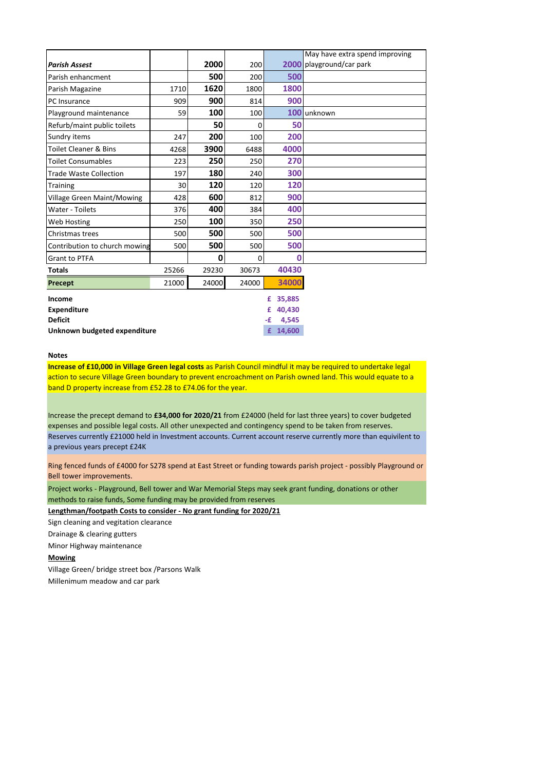| *Parish Assest* | | 2000 | 200 | 2000 | May have extra spend improving playground/car park |
|---|---|---|---|---|---|
| Parish enhancment | | 500 | 200 | 500 | |
| Parish Magazine | 1710 | 1620 | 1800 | 1800 | |
| PC Insurance | 909 | 900 | 814 | 900 | |
| Playground maintenance | 59 | 100 | 100 | 100 | unknown |
| Refurb/maint public toilets | | 50 | 0 | 50 | |
| Sundry items | 247 | 200 | 100 | 200 | |
| Toilet Cleaner & Bins | 4268 | 3900 | 6488 | 4000 | |
| Toilet Consumables | 223 | 250 | 250 | 270 | |
| Trade Waste Collection | 197 | 180 | 240 | 300 | |
| Training | 30 | 120 | 120 | 120 | |
| Village Green Maint/Mowing | 428 | 600 | 812 | 900 | |
| Water - Toilets | 376 | 400 | 384 | 400 | |
| Web Hosting | 250 | 100 | 350 | 250 | |
| Christmas trees | 500 | 500 | 500 | 500 | |
| Contribution to church mowing | 500 | 500 | 500 | 500 | |
| Grant to PTFA | | 0 | 0 | 0 | |
| **Totals** | 25266 | 29230 | 30673 | 40430 | |
| **Precept** | 21000 | 24000 | 24000 | 34000 | |

| | |
|---|---|
| **Income** | £ 35,885 |
| **Expenditure** | £ 40,430 |
| **Deficit** | -£ 4,545 |
| **Unknown budgeted expenditure** | £ 14,600 |

**Notes**

**Increase of £10,000 in Village Green legal costs** as Parish Council mindful it may be required to undertake legal action to secure Village Green boundary to prevent encroachment on Parish owned land. This would equate to a band D property increase from £52.28 to £74.06 for the year.

Increase the precept demand to **£34,000 for 2020/21** from £24000 (held for last three years) to cover budgeted expenses and possible legal costs. All other unexpected and contingency spend to be taken from reserves.

Reserves currently £21000 held in Investment accounts. Current account reserve currently more than equivilent to a previous years precept £24K

Ring fenced funds of £4000 for S278 spend at East Street or funding towards parish project - possibly Playground or Bell tower improvements.

Project works - Playground, Bell tower and War Memorial Steps may seek grant funding, donations or other methods to raise funds, Some funding may be provided from reserves

**Lengthman/footpath Costs to consider - No grant funding for 2020/21**

Sign cleaning and vegitation clearance

Drainage & clearing gutters

Minor Highway maintenance

**Mowing**

Village Green/ bridge street box /Parsons Walk

Millenimum meadow and car park